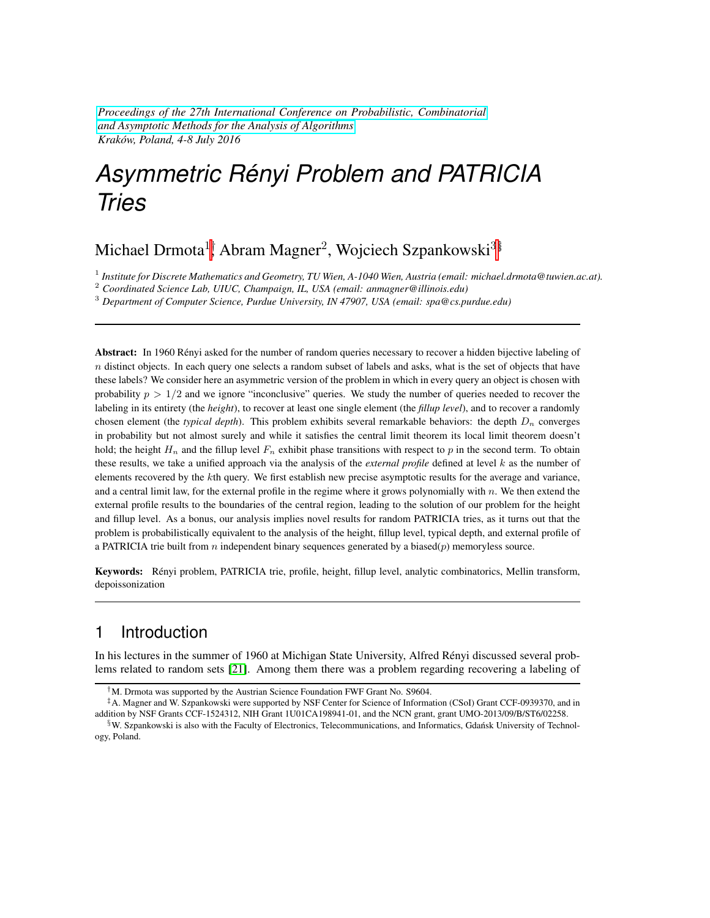*Proceedings of the 27th International Conference on Probabilistic, Combinatorial and Asymptotic Methods for the Analysis of Algorithms*
*Kraków, Poland, 4-8 July 2016*

# Asymmetric Rényi Problem and PATRICIA Tries

Michael Drmota[1]†, Abram Magner[2], Wojciech Szpankowski[3]‡§

[1] *Institute for Discrete Mathematics and Geometry, TU Wien, A-1040 Wien, Austria (email: michael.drmota@tuwien.ac.at).*
[2] *Coordinated Science Lab, UIUC, Champaign, IL, USA (email: anmagner@illinois.edu)*
[3] *Department of Computer Science, Purdue University, IN 47907, USA (email: spa@cs.purdue.edu)*

---

**Abstract:** In 1960 Rényi asked for the number of random queries necessary to recover a hidden bijective labeling of $n$ distinct objects. In each query one selects a random subset of labels and asks, what is the set of objects that have these labels? We consider here an asymmetric version of the problem in which in every query an object is chosen with probability $p > 1/2$ and we ignore "inconclusive" queries. We study the number of queries needed to recover the labeling in its entirety (the *height*), to recover at least one single element (the *fillup level*), and to recover a randomly chosen element (the *typical depth*). This problem exhibits several remarkable behaviors: the depth $D_n$ converges in probability but not almost surely and while it satisfies the central limit theorem its local limit theorem doesn't hold; the height $H_n$ and the fillup level $F_n$ exhibit phase transitions with respect to $p$ in the second term. To obtain these results, we take a unified approach via the analysis of the *external profile* defined at level $k$ as the number of elements recovered by the $k$th query. We first establish new precise asymptotic results for the average and variance, and a central limit law, for the external profile in the regime where it grows polynomially with $n$. We then extend the external profile results to the boundaries of the central region, leading to the solution of our problem for the height and fillup level. As a bonus, our analysis implies novel results for random PATRICIA tries, as it turns out that the problem is probabilistically equivalent to the analysis of the height, fillup level, typical depth, and external profile of a PATRICIA trie built from $n$ independent binary sequences generated by a biased($p$) memoryless source.

**Keywords:** Rényi problem, PATRICIA trie, profile, height, fillup level, analytic combinatorics, Mellin transform, depoissonization

---

## 1 Introduction

In his lectures in the summer of 1960 at Michigan State University, Alfred Rényi discussed several problems related to random sets [21]. Among them there was a problem regarding recovering a labeling of

---

†M. Drmota was supported by the Austrian Science Foundation FWF Grant No. S9604.

‡A. Magner and W. Szpankowski were supported by NSF Center for Science of Information (CSoI) Grant CCF-0939370, and in addition by NSF Grants CCF-1524312, NIH Grant 1U01CA198941-01, and the NCN grant, grant UMO-2013/09/B/ST6/02258.

§W. Szpankowski is also with the Faculty of Electronics, Telecommunications, and Informatics, Gdańsk University of Technology, Poland.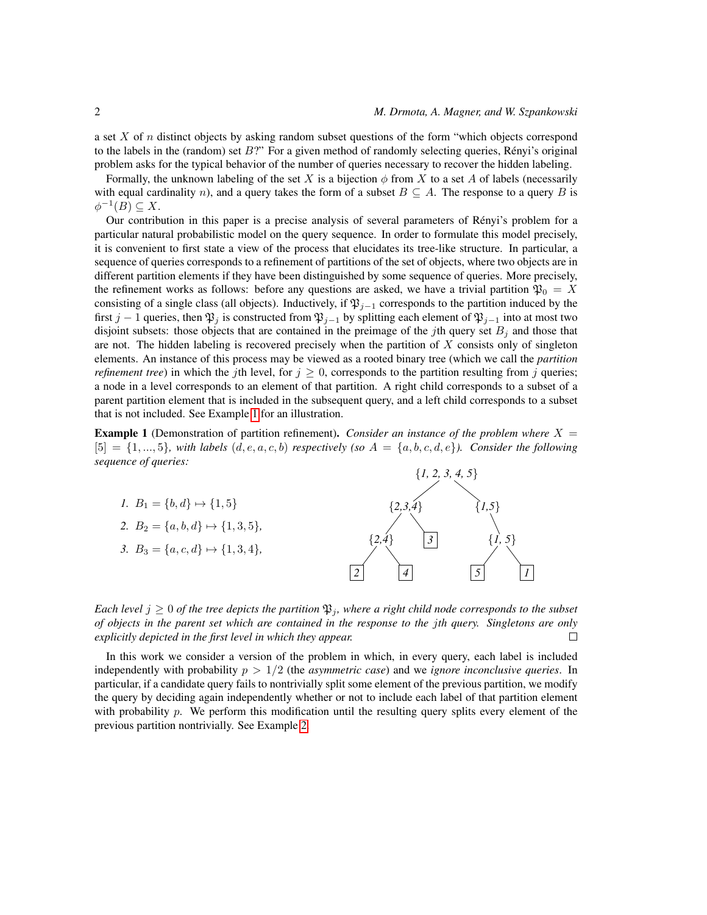a set $X$ of $n$ distinct objects by asking random subset questions of the form "which objects correspond to the labels in the (random) set $B$?" For a given method of randomly selecting queries, Rényi's original problem asks for the typical behavior of the number of queries necessary to recover the hidden labeling.

Formally, the unknown labeling of the set $X$ is a bijection $\phi$ from $X$ to a set $A$ of labels (necessarily with equal cardinality $n$), and a query takes the form of a subset $B \subseteq A$. The response to a query $B$ is $\phi^{-1}(B) \subseteq X$.

Our contribution in this paper is a precise analysis of several parameters of Rényi's problem for a particular natural probabilistic model on the query sequence. In order to formulate this model precisely, it is convenient to first state a view of the process that elucidates its tree-like structure. In particular, a sequence of queries corresponds to a refinement of partitions of the set of objects, where two objects are in different partition elements if they have been distinguished by some sequence of queries. More precisely, the refinement works as follows: before any questions are asked, we have a trivial partition $\mathfrak{P}_0 = X$ consisting of a single class (all objects). Inductively, if $\mathfrak{P}_{j-1}$ corresponds to the partition induced by the first $j-1$ queries, then $\mathfrak{P}_j$ is constructed from $\mathfrak{P}_{j-1}$ by splitting each element of $\mathfrak{P}_{j-1}$ into at most two disjoint subsets: those objects that are contained in the preimage of the $j$th query set $B_j$ and those that are not. The hidden labeling is recovered precisely when the partition of $X$ consists only of singleton elements. An instance of this process may be viewed as a rooted binary tree (which we call the *partition refinement tree*) in which the $j$th level, for $j \geq 0$, corresponds to the partition resulting from $j$ queries; a node in a level corresponds to an element of that partition. A right child corresponds to a subset of a parent partition element that is included in the subsequent query, and a left child corresponds to a subset that is not included. See Example 1 for an illustration.

**Example 1** (Demonstration of partition refinement). *Consider an instance of the problem where $X = [5] = \{1, ..., 5\}$, with labels $(d, e, a, c, b)$ respectively (so $A = \{a, b, c, d, e\}$). Consider the following sequence of queries:*

1. $B_1 = \{b, d\} \mapsto \{1, 5\}$
2. $B_2 = \{a, b, d\} \mapsto \{1, 3, 5\}$,
3. $B_3 = \{a, c, d\} \mapsto \{1, 3, 4\}$,

```
               {1, 2, 3, 4, 5}
              /               \
        {2,3,4}               {1,5}
        /     \                  \
    {2,4}     [3]              {1, 5}
    /   \                      /    \
  [2]   [4]                  [5]    [1]
```

*Each level $j \geq 0$ of the tree depicts the partition $\mathfrak{P}_j$, where a right child node corresponds to the subset of objects in the parent set which are contained in the response to the $j$th query. Singletons are only explicitly depicted in the first level in which they appear.* □

In this work we consider a version of the problem in which, in every query, each label is included independently with probability $p > 1/2$ (the *asymmetric case*) and we *ignore inconclusive queries*. In particular, if a candidate query fails to nontrivially split some element of the previous partition, we modify the query by deciding again independently whether or not to include each label of that partition element with probability $p$. We perform this modification until the resulting query splits every element of the previous partition nontrivially. See Example 2.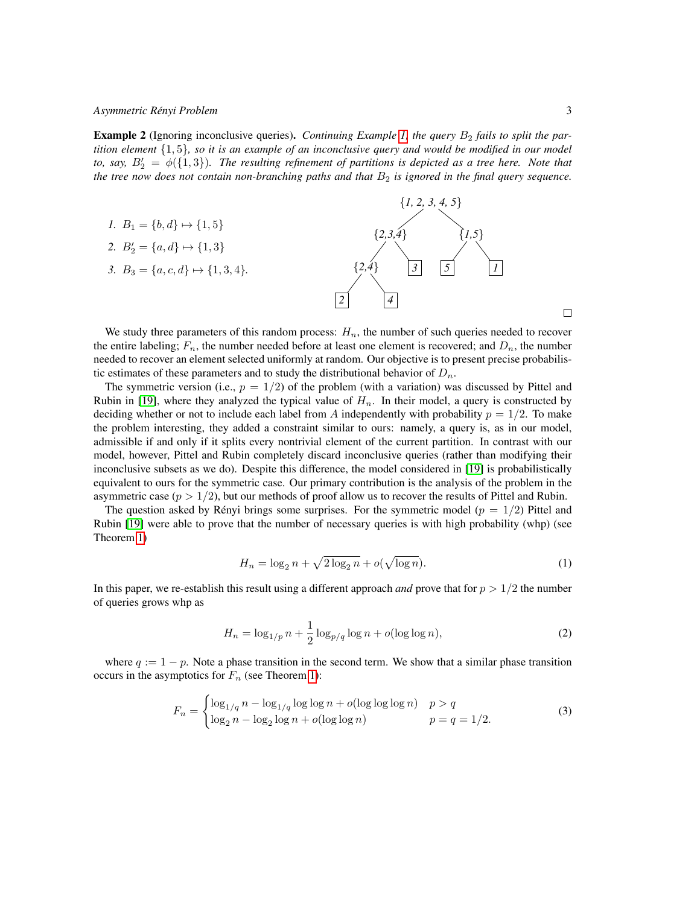**Example 2** (Ignoring inconclusive queries)**.** *Continuing Example 1, the query $B_2$ fails to split the partition element $\{1,5\}$, so it is an example of an inconclusive query and would be modified in our model to, say, $B_2' = \phi(\{1,3\})$. The resulting refinement of partitions is depicted as a tree here. Note that the tree now does not contain non-branching paths and that $B_2$ is ignored in the final query sequence.*

1. $B_1 = \{b,d\} \mapsto \{1,5\}$
2. $B_2' = \{a,d\} \mapsto \{1,3\}$
3. $B_3 = \{a,c,d\} \mapsto \{1,3,4\}$.

```
            {1, 2, 3, 4, 5}
           /               \
       {2,3,4}            {1,5}
       /     \            /    \
    {2,4}    [3]        [5]    [1]
    /   \
  [2]   [4]
```

□

We study three parameters of this random process: $H_n$, the number of such queries needed to recover the entire labeling; $F_n$, the number needed before at least one element is recovered; and $D_n$, the number needed to recover an element selected uniformly at random. Our objective is to present precise probabilistic estimates of these parameters and to study the distributional behavior of $D_n$.

The symmetric version (i.e., $p = 1/2$) of the problem (with a variation) was discussed by Pittel and Rubin in [19], where they analyzed the typical value of $H_n$. In their model, a query is constructed by deciding whether or not to include each label from $A$ independently with probability $p = 1/2$. To make the problem interesting, they added a constraint similar to ours: namely, a query is, as in our model, admissible if and only if it splits every nontrivial element of the current partition. In contrast with our model, however, Pittel and Rubin completely discard inconclusive queries (rather than modifying their inconclusive subsets as we do). Despite this difference, the model considered in [19] is probabilistically equivalent to ours for the symmetric case. Our primary contribution is the analysis of the problem in the asymmetric case ($p > 1/2$), but our methods of proof allow us to recover the results of Pittel and Rubin.

The question asked by Rényi brings some surprises. For the symmetric model ($p = 1/2$) Pittel and Rubin [19] were able to prove that the number of necessary queries is with high probability (whp) (see Theorem 1)

$$H_n = \log_2 n + \sqrt{2\log_2 n} + o(\sqrt{\log n}). \tag{1}$$

In this paper, we re-establish this result using a different approach *and* prove that for $p > 1/2$ the number of queries grows whp as

$$H_n = \log_{1/p} n + \frac{1}{2}\log_{p/q}\log n + o(\log\log n), \tag{2}$$

where $q := 1 - p$. Note a phase transition in the second term. We show that a similar phase transition occurs in the asymptotics for $F_n$ (see Theorem 1):

$$F_n = \begin{cases} \log_{1/q} n - \log_{1/q}\log\log n + o(\log\log\log n) & p > q \\ \log_2 n - \log_2 \log n + o(\log\log n) & p = q = 1/2. \end{cases} \tag{3}$$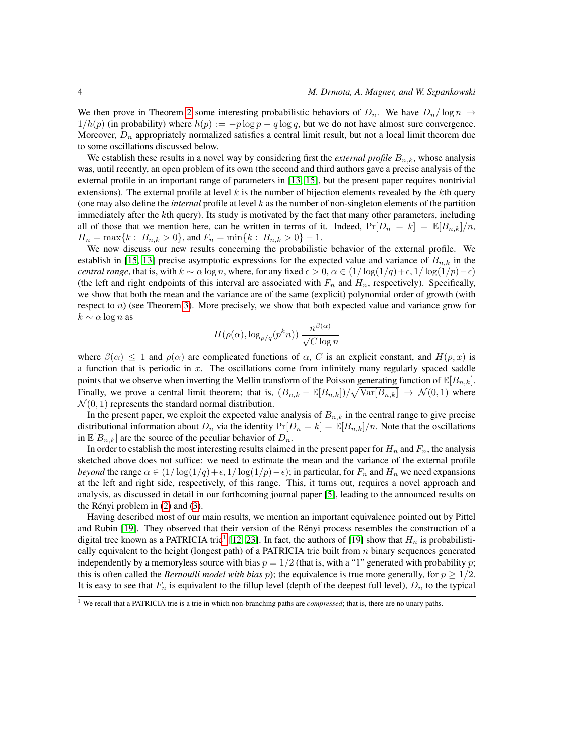We then prove in Theorem 2 some interesting probabilistic behaviors of $D_n$. We have $D_n/\log n \to 1/h(p)$ (in probability) where $h(p) := -p\log p - q\log q$, but we do not have almost sure convergence. Moreover, $D_n$ appropriately normalized satisfies a central limit result, but not a local limit theorem due to some oscillations discussed below.

We establish these results in a novel way by considering first the *external profile* $B_{n,k}$, whose analysis was, until recently, an open problem of its own (the second and third authors gave a precise analysis of the external profile in an important range of parameters in [13, 15], but the present paper requires nontrivial extensions). The external profile at level $k$ is the number of bijection elements revealed by the $k$th query (one may also define the *internal* profile at level $k$ as the number of non-singleton elements of the partition immediately after the $k$th query). Its study is motivated by the fact that many other parameters, including all of those that we mention here, can be written in terms of it. Indeed, $\Pr[D_n = k] = \mathbb{E}[B_{n,k}]/n$, $H_n = \max\{k : B_{n,k} > 0\}$, and $F_n = \min\{k : B_{n,k} > 0\} - 1$.

We now discuss our new results concerning the probabilistic behavior of the external profile. We establish in [15, 13] precise asymptotic expressions for the expected value and variance of $B_{n,k}$ in the *central range*, that is, with $k \sim \alpha \log n$, where, for any fixed $\epsilon > 0$, $\alpha \in (1/\log(1/q)+\epsilon, 1/\log(1/p)-\epsilon)$ (the left and right endpoints of this interval are associated with $F_n$ and $H_n$, respectively). Specifically, we show that both the mean and the variance are of the same (explicit) polynomial order of growth (with respect to $n$) (see Theorem 3). More precisely, we show that both expected value and variance grow for $k \sim \alpha \log n$ as

$$H(\rho(\alpha), \log_{p/q}(p^k n)) \, \frac{n^{\beta(\alpha)}}{\sqrt{C\log n}}$$

where $\beta(\alpha) \le 1$ and $\rho(\alpha)$ are complicated functions of $\alpha$, $C$ is an explicit constant, and $H(\rho, x)$ is a function that is periodic in $x$. The oscillations come from infinitely many regularly spaced saddle points that we observe when inverting the Mellin transform of the Poisson generating function of $\mathbb{E}[B_{n,k}]$. Finally, we prove a central limit theorem; that is, $(B_{n,k} - \mathbb{E}[B_{n,k}])/\sqrt{\mathrm{Var}[B_{n,k}]} \to \mathcal{N}(0,1)$ where $\mathcal{N}(0,1)$ represents the standard normal distribution.

In the present paper, we exploit the expected value analysis of $B_{n,k}$ in the central range to give precise distributional information about $D_n$ via the identity $\Pr[D_n = k] = \mathbb{E}[B_{n,k}]/n$. Note that the oscillations in $\mathbb{E}[B_{n,k}]$ are the source of the peculiar behavior of $D_n$.

In order to establish the most interesting results claimed in the present paper for $H_n$ and $F_n$, the analysis sketched above does not suffice: we need to estimate the mean and the variance of the external profile *beyond* the range $\alpha \in (1/\log(1/q)+\epsilon, 1/\log(1/p)-\epsilon)$; in particular, for $F_n$ and $H_n$ we need expansions at the left and right side, respectively, of this range. This, it turns out, requires a novel approach and analysis, as discussed in detail in our forthcoming journal paper [5], leading to the announced results on the Rényi problem in (2) and (3).

Having described most of our main results, we mention an important equivalence pointed out by Pittel and Rubin [19]. They observed that their version of the Rényi process resembles the construction of a digital tree known as a PATRICIA trie[1] [12, 23]. In fact, the authors of [19] show that $H_n$ is probabilistically equivalent to the height (longest path) of a PATRICIA trie built from $n$ binary sequences generated independently by a memoryless source with bias $p = 1/2$ (that is, with a "1" generated with probability $p$; this is often called the *Bernoulli model with bias* $p$); the equivalence is true more generally, for $p \ge 1/2$. It is easy to see that $F_n$ is equivalent to the fillup level (depth of the deepest full level), $D_n$ to the typical

[1] We recall that a PATRICIA trie is a trie in which non-branching paths are *compressed*; that is, there are no unary paths.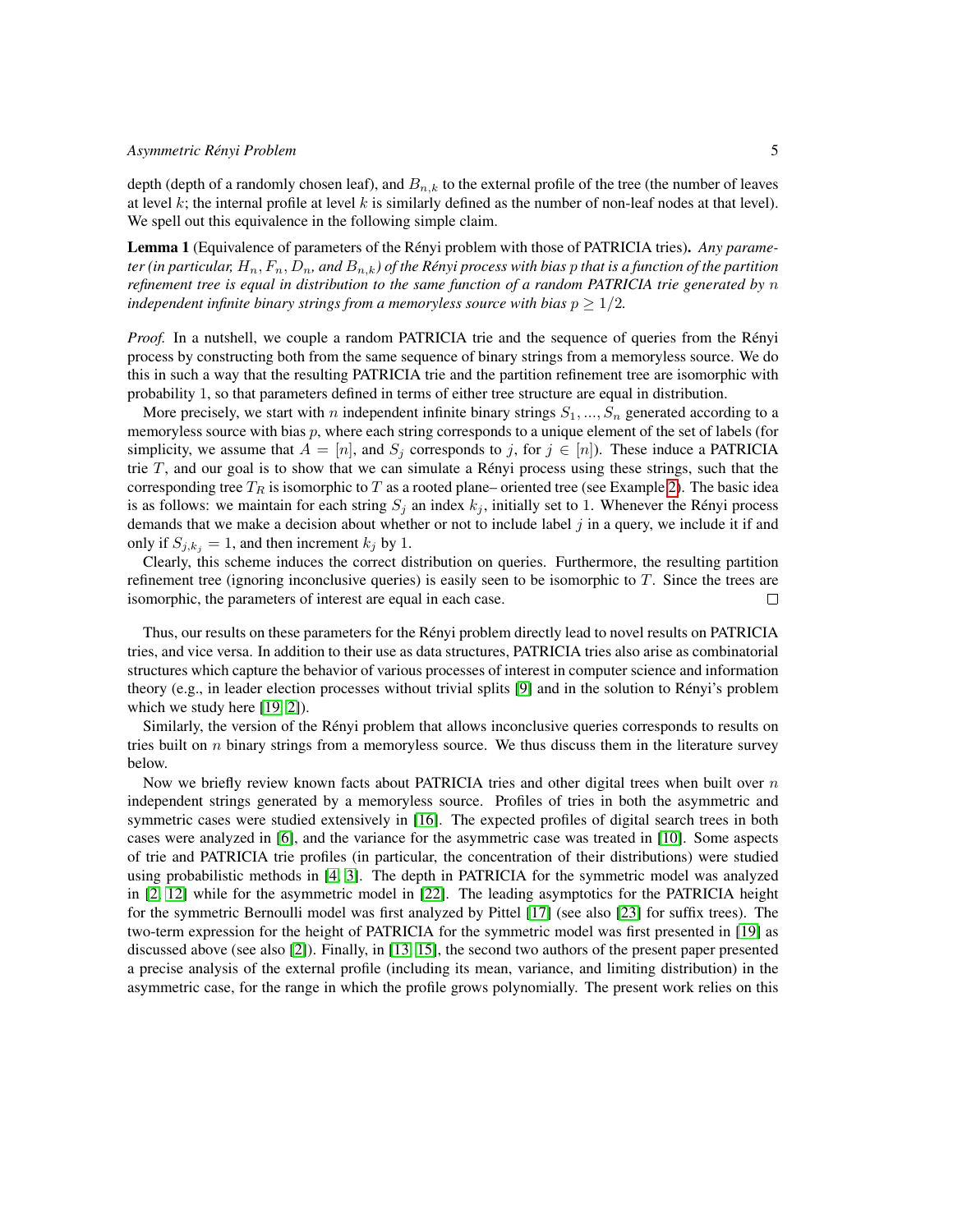depth (depth of a randomly chosen leaf), and $B_{n,k}$ to the external profile of the tree (the number of leaves at level $k$; the internal profile at level $k$ is similarly defined as the number of non-leaf nodes at that level). We spell out this equivalence in the following simple claim.

**Lemma 1** (Equivalence of parameters of the Rényi problem with those of PATRICIA tries). *Any parameter (in particular, $H_n, F_n, D_n$, and $B_{n,k}$) of the Rényi process with bias $p$ that is a function of the partition refinement tree is equal in distribution to the same function of a random PATRICIA trie generated by $n$ independent infinite binary strings from a memoryless source with bias $p \geq 1/2$.*

*Proof.* In a nutshell, we couple a random PATRICIA trie and the sequence of queries from the Rényi process by constructing both from the same sequence of binary strings from a memoryless source. We do this in such a way that the resulting PATRICIA trie and the partition refinement tree are isomorphic with probability 1, so that parameters defined in terms of either tree structure are equal in distribution.

More precisely, we start with $n$ independent infinite binary strings $S_1, ..., S_n$ generated according to a memoryless source with bias $p$, where each string corresponds to a unique element of the set of labels (for simplicity, we assume that $A = [n]$, and $S_j$ corresponds to $j$, for $j \in [n]$). These induce a PATRICIA trie $T$, and our goal is to show that we can simulate a Rényi process using these strings, such that the corresponding tree $T_R$ is isomorphic to $T$ as a rooted plane– oriented tree (see Example 2). The basic idea is as follows: we maintain for each string $S_j$ an index $k_j$, initially set to 1. Whenever the Rényi process demands that we make a decision about whether or not to include label $j$ in a query, we include it if and only if $S_{j,k_j} = 1$, and then increment $k_j$ by 1.

Clearly, this scheme induces the correct distribution on queries. Furthermore, the resulting partition refinement tree (ignoring inconclusive queries) is easily seen to be isomorphic to $T$. Since the trees are isomorphic, the parameters of interest are equal in each case. □

Thus, our results on these parameters for the Rényi problem directly lead to novel results on PATRICIA tries, and vice versa. In addition to their use as data structures, PATRICIA tries also arise as combinatorial structures which capture the behavior of various processes of interest in computer science and information theory (e.g., in leader election processes without trivial splits [9] and in the solution to Rényi's problem which we study here [19, 2]).

Similarly, the version of the Rényi problem that allows inconclusive queries corresponds to results on tries built on $n$ binary strings from a memoryless source. We thus discuss them in the literature survey below.

Now we briefly review known facts about PATRICIA tries and other digital trees when built over $n$ independent strings generated by a memoryless source. Profiles of tries in both the asymmetric and symmetric cases were studied extensively in [16]. The expected profiles of digital search trees in both cases were analyzed in [6], and the variance for the asymmetric case was treated in [10]. Some aspects of trie and PATRICIA trie profiles (in particular, the concentration of their distributions) were studied using probabilistic methods in [4, 3]. The depth in PATRICIA for the symmetric model was analyzed in [2, 12] while for the asymmetric model in [22]. The leading asymptotics for the PATRICIA height for the symmetric Bernoulli model was first analyzed by Pittel [17] (see also [23] for suffix trees). The two-term expression for the height of PATRICIA for the symmetric model was first presented in [19] as discussed above (see also [2]). Finally, in [13, 15], the second two authors of the present paper presented a precise analysis of the external profile (including its mean, variance, and limiting distribution) in the asymmetric case, for the range in which the profile grows polynomially. The present work relies on this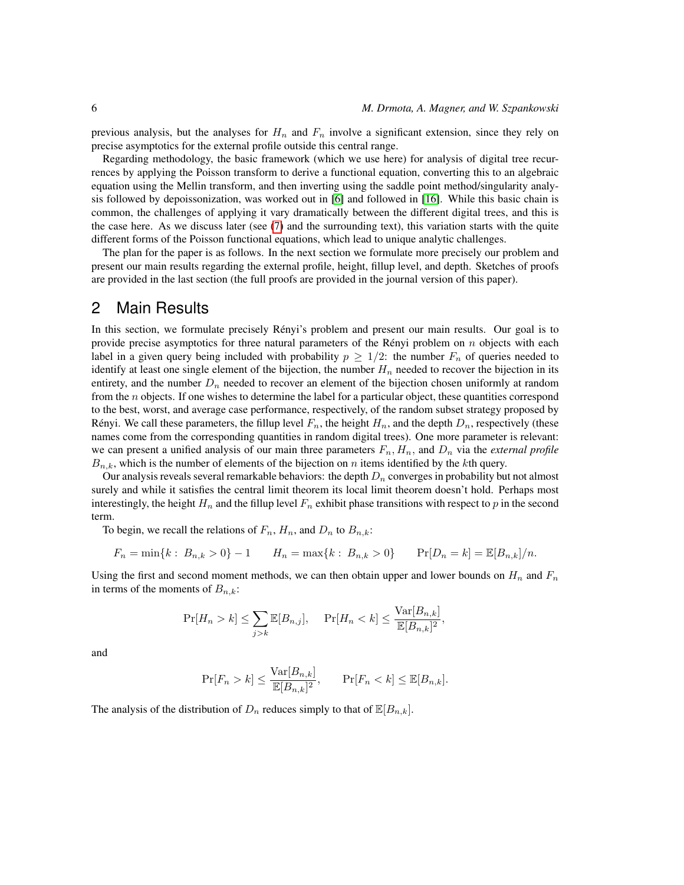previous analysis, but the analyses for $H_n$ and $F_n$ involve a significant extension, since they rely on precise asymptotics for the external profile outside this central range.

Regarding methodology, the basic framework (which we use here) for analysis of digital tree recurrences by applying the Poisson transform to derive a functional equation, converting this to an algebraic equation using the Mellin transform, and then inverting using the saddle point method/singularity analysis followed by depoissonization, was worked out in [6] and followed in [16]. While this basic chain is common, the challenges of applying it vary dramatically between the different digital trees, and this is the case here. As we discuss later (see (7) and the surrounding text), this variation starts with the quite different forms of the Poisson functional equations, which lead to unique analytic challenges.

The plan for the paper is as follows. In the next section we formulate more precisely our problem and present our main results regarding the external profile, height, fillup level, and depth. Sketches of proofs are provided in the last section (the full proofs are provided in the journal version of this paper).

## 2 Main Results

In this section, we formulate precisely Rényi's problem and present our main results. Our goal is to provide precise asymptotics for three natural parameters of the Rényi problem on $n$ objects with each label in a given query being included with probability $p \geq 1/2$: the number $F_n$ of queries needed to identify at least one single element of the bijection, the number $H_n$ needed to recover the bijection in its entirety, and the number $D_n$ needed to recover an element of the bijection chosen uniformly at random from the $n$ objects. If one wishes to determine the label for a particular object, these quantities correspond to the best, worst, and average case performance, respectively, of the random subset strategy proposed by Rényi. We call these parameters, the fillup level $F_n$, the height $H_n$, and the depth $D_n$, respectively (these names come from the corresponding quantities in random digital trees). One more parameter is relevant: we can present a unified analysis of our main three parameters $F_n$, $H_n$, and $D_n$ via the *external profile* $B_{n,k}$, which is the number of elements of the bijection on $n$ items identified by the $k$th query.

Our analysis reveals several remarkable behaviors: the depth $D_n$ converges in probability but not almost surely and while it satisfies the central limit theorem its local limit theorem doesn't hold. Perhaps most interestingly, the height $H_n$ and the fillup level $F_n$ exhibit phase transitions with respect to $p$ in the second term.

To begin, we recall the relations of $F_n$, $H_n$, and $D_n$ to $B_{n,k}$:

$$F_n = \min\{k : B_{n,k} > 0\} - 1 \qquad H_n = \max\{k : B_{n,k} > 0\} \qquad \Pr[D_n = k] = \mathbb{E}[B_{n,k}]/n.$$

Using the first and second moment methods, we can then obtain upper and lower bounds on $H_n$ and $F_n$ in terms of the moments of $B_{n,k}$:

$$\Pr[H_n > k] \leq \sum_{j>k} \mathbb{E}[B_{n,j}], \quad \Pr[H_n < k] \leq \frac{\mathrm{Var}[B_{n,k}]}{\mathbb{E}[B_{n,k}]^2},$$

and

$$\Pr[F_n > k] \leq \frac{\mathrm{Var}[B_{n,k}]}{\mathbb{E}[B_{n,k}]^2}, \qquad \Pr[F_n < k] \leq \mathbb{E}[B_{n,k}].$$

The analysis of the distribution of $D_n$ reduces simply to that of $\mathbb{E}[B_{n,k}]$.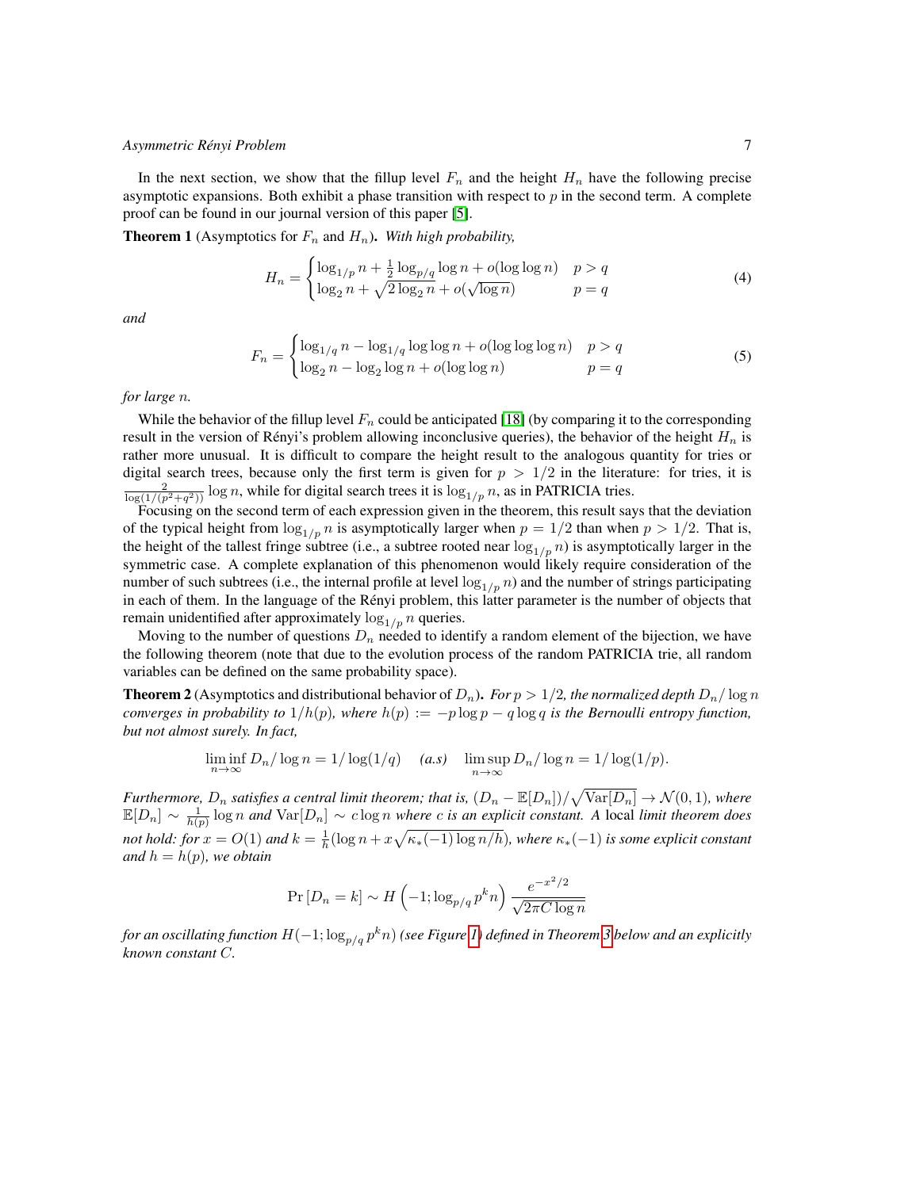In the next section, we show that the fillup level $F_n$ and the height $H_n$ have the following precise asymptotic expansions. Both exhibit a phase transition with respect to $p$ in the second term. A complete proof can be found in our journal version of this paper [5].

**Theorem 1** (Asymptotics for $F_n$ and $H_n$)**.** *With high probability,*

$$H_n = \begin{cases} \log_{1/p} n + \frac{1}{2}\log_{p/q}\log n + o(\log\log n) & p > q \\ \log_2 n + \sqrt{2\log_2 n} + o(\sqrt{\log n}) & p = q \end{cases} \tag{4}$$

*and*

$$F_n = \begin{cases} \log_{1/q} n - \log_{1/q}\log\log n + o(\log\log\log n) & p > q \\ \log_2 n - \log_2 \log n + o(\log\log n) & p = q \end{cases} \tag{5}$$

*for large* $n$.

While the behavior of the fillup level $F_n$ could be anticipated [18] (by comparing it to the corresponding result in the version of Rényi's problem allowing inconclusive queries), the behavior of the height $H_n$ is rather more unusual. It is difficult to compare the height result to the analogous quantity for tries or digital search trees, because only the first term is given for $p > 1/2$ in the literature: for tries, it is $\frac{2}{\log(1/(p^2+q^2))}\log n$, while for digital search trees it is $\log_{1/p} n$, as in PATRICIA tries.

Focusing on the second term of each expression given in the theorem, this result says that the deviation of the typical height from $\log_{1/p} n$ is asymptotically larger when $p = 1/2$ than when $p > 1/2$. That is, the height of the tallest fringe subtree (i.e., a subtree rooted near $\log_{1/p} n$) is asymptotically larger in the symmetric case. A complete explanation of this phenomenon would likely require consideration of the number of such subtrees (i.e., the internal profile at level $\log_{1/p} n$) and the number of strings participating in each of them. In the language of the Rényi problem, this latter parameter is the number of objects that remain unidentified after approximately $\log_{1/p} n$ queries.

Moving to the number of questions $D_n$ needed to identify a random element of the bijection, we have the following theorem (note that due to the evolution process of the random PATRICIA trie, all random variables can be defined on the same probability space).

**Theorem 2** (Asymptotics and distributional behavior of $D_n$)**.** *For $p > 1/2$, the normalized depth $D_n/\log n$ converges in probability to $1/h(p)$, where $h(p) := -p\log p - q\log q$ is the Bernoulli entropy function, but not almost surely. In fact,*

$$\liminf_{n\to\infty} D_n/\log n = 1/\log(1/q) \quad \textit{(a.s)} \quad \limsup_{n\to\infty} D_n/\log n = 1/\log(1/p).$$

*Furthermore, $D_n$ satisfies a central limit theorem; that is, $(D_n - \mathbb{E}[D_n])/\sqrt{\mathrm{Var}[D_n]} \to \mathcal{N}(0,1)$, where $\mathbb{E}[D_n] \sim \frac{1}{h(p)}\log n$ and $\mathrm{Var}[D_n] \sim c\log n$ where $c$ is an explicit constant. A* local *limit theorem does not hold: for $x = O(1)$ and $k = \frac{1}{h}(\log n + x\sqrt{\kappa_*(-1)\log n/h})$, where $\kappa_*(-1)$ is some explicit constant and $h = h(p)$, we obtain*

$$\Pr[D_n = k] \sim H\left(-1; \log_{p/q} p^k n\right) \frac{e^{-x^2/2}}{\sqrt{2\pi C\log n}}$$

*for an oscillating function $H(-1;\log_{p/q} p^k n)$ (see Figure 1) defined in Theorem 3 below and an explicitly known constant $C$.*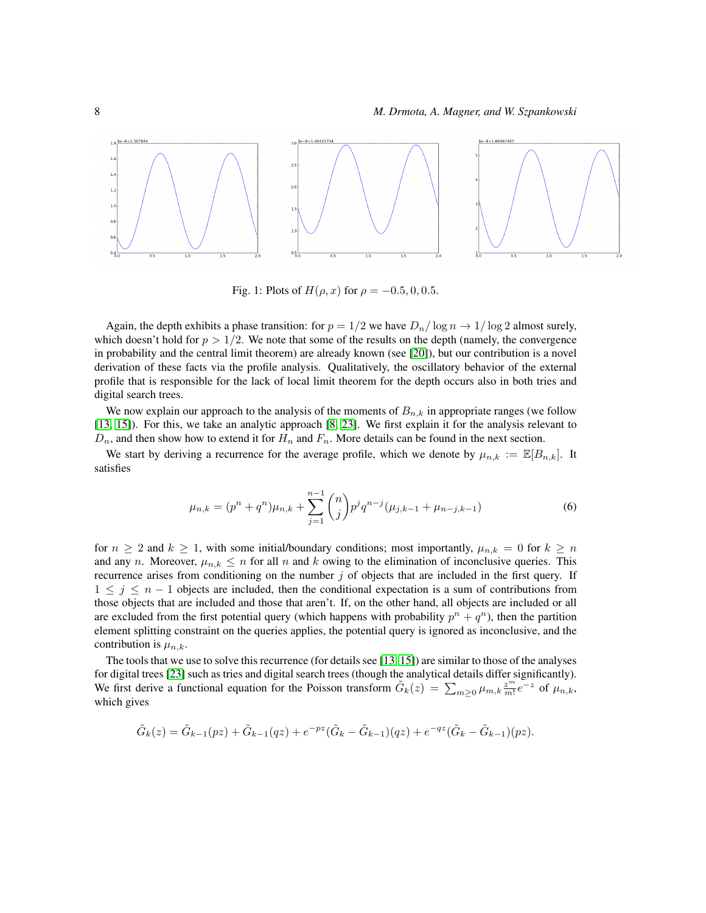Fig. 1: Plots of $H(\rho, x)$ for $\rho = -0.5, 0, 0.5$.

Again, the depth exhibits a phase transition: for $p = 1/2$ we have $D_n/\log n \to 1/\log 2$ almost surely, which doesn't hold for $p > 1/2$. We note that some of the results on the depth (namely, the convergence in probability and the central limit theorem) are already known (see [20]), but our contribution is a novel derivation of these facts via the profile analysis. Qualitatively, the oscillatory behavior of the external profile that is responsible for the lack of local limit theorem for the depth occurs also in both tries and digital search trees.

We now explain our approach to the analysis of the moments of $B_{n,k}$ in appropriate ranges (we follow [13, 15]). For this, we take an analytic approach [8, 23]. We first explain it for the analysis relevant to $D_n$, and then show how to extend it for $H_n$ and $F_n$. More details can be found in the next section.

We start by deriving a recurrence for the average profile, which we denote by $\mu_{n,k} := \mathbb{E}[B_{n,k}]$. It satisfies

$$\mu_{n,k} = (p^n + q^n)\mu_{n,k} + \sum_{j=1}^{n-1} \binom{n}{j} p^j q^{n-j} (\mu_{j,k-1} + \mu_{n-j,k-1}) \tag{6}$$

for $n \geq 2$ and $k \geq 1$, with some initial/boundary conditions; most importantly, $\mu_{n,k} = 0$ for $k \geq n$ and any $n$. Moreover, $\mu_{n,k} \leq n$ for all $n$ and $k$ owing to the elimination of inconclusive queries. This recurrence arises from conditioning on the number $j$ of objects that are included in the first query. If $1 \leq j \leq n-1$ objects are included, then the conditional expectation is a sum of contributions from those objects that are included and those that aren't. If, on the other hand, all objects are included or all are excluded from the first potential query (which happens with probability $p^n + q^n$), then the partition element splitting constraint on the queries applies, the potential query is ignored as inconclusive, and the contribution is $\mu_{n,k}$.

The tools that we use to solve this recurrence (for details see [13, 15]) are similar to those of the analyses for digital trees [23] such as tries and digital search trees (though the analytical details differ significantly). We first derive a functional equation for the Poisson transform $\tilde{G}_k(z) = \sum_{m \geq 0} \mu_{m,k} \frac{z^m}{m!} e^{-z}$ of $\mu_{n,k}$, which gives

$$\tilde{G}_k(z) = \tilde{G}_{k-1}(pz) + \tilde{G}_{k-1}(qz) + e^{-pz}(\tilde{G}_k - \tilde{G}_{k-1})(qz) + e^{-qz}(\tilde{G}_k - \tilde{G}_{k-1})(pz).$$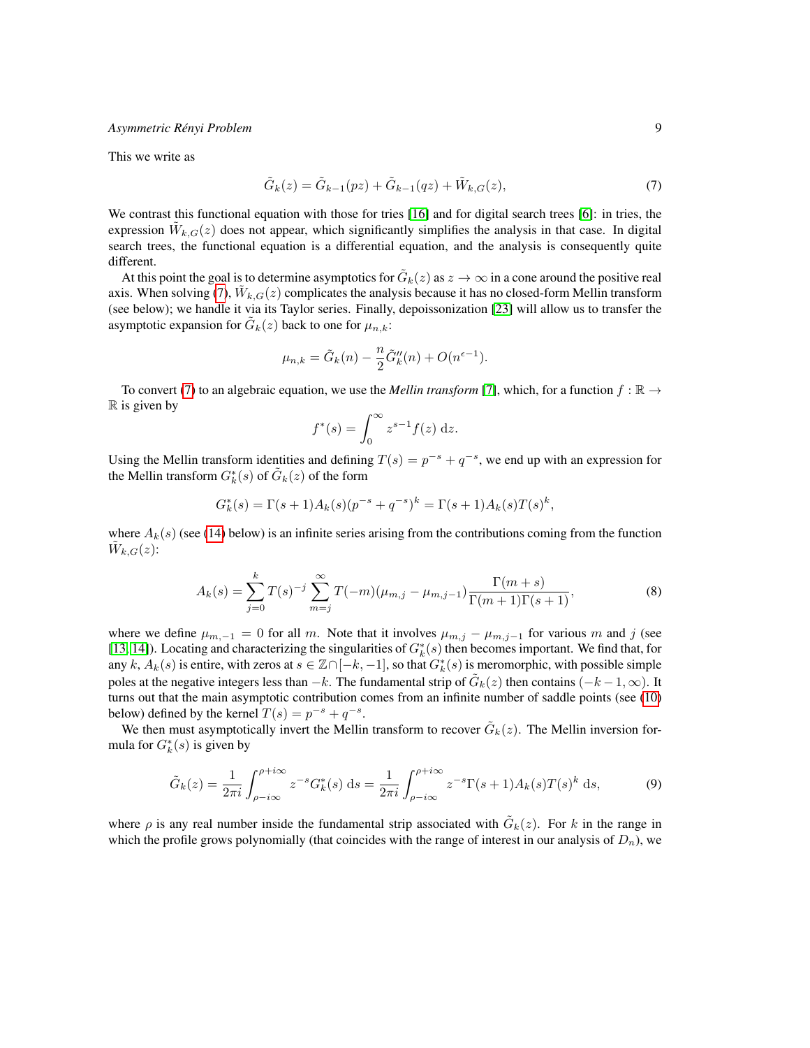This we write as

$$\tilde{G}_k(z) = \tilde{G}_{k-1}(pz) + \tilde{G}_{k-1}(qz) + \tilde{W}_{k,G}(z), \tag{7}$$

We contrast this functional equation with those for tries [16] and for digital search trees [6]: in tries, the expression $\tilde{W}_{k,G}(z)$ does not appear, which significantly simplifies the analysis in that case. In digital search trees, the functional equation is a differential equation, and the analysis is consequently quite different.

At this point the goal is to determine asymptotics for $\tilde{G}_k(z)$ as $z \to \infty$ in a cone around the positive real axis. When solving (7), $\tilde{W}_{k,G}(z)$ complicates the analysis because it has no closed-form Mellin transform (see below); we handle it via its Taylor series. Finally, depoissonization [23] will allow us to transfer the asymptotic expansion for $\tilde{G}_k(z)$ back to one for $\mu_{n,k}$:

$$\mu_{n,k} = \tilde{G}_k(n) - \frac{n}{2}\tilde{G}_k''(n) + O(n^{\epsilon-1}).$$

To convert (7) to an algebraic equation, we use the *Mellin transform* [7], which, for a function $f : \mathbb{R} \to \mathbb{R}$ is given by

$$f^*(s) = \int_0^\infty z^{s-1} f(z) \, \mathrm{d}z.$$

Using the Mellin transform identities and defining $T(s) = p^{-s} + q^{-s}$, we end up with an expression for the Mellin transform $G_k^*(s)$ of $\tilde{G}_k(z)$ of the form

$$G_k^*(s) = \Gamma(s+1)A_k(s)(p^{-s} + q^{-s})^k = \Gamma(s+1)A_k(s)T(s)^k,$$

where $A_k(s)$ (see (14) below) is an infinite series arising from the contributions coming from the function $\tilde{W}_{k,G}(z)$:

$$A_k(s) = \sum_{j=0}^{k} T(s)^{-j} \sum_{m=j}^{\infty} T(-m)(\mu_{m,j} - \mu_{m,j-1}) \frac{\Gamma(m+s)}{\Gamma(m+1)\Gamma(s+1)}, \tag{8}$$

where we define $\mu_{m,-1} = 0$ for all $m$. Note that it involves $\mu_{m,j} - \mu_{m,j-1}$ for various $m$ and $j$ (see [13, 14]). Locating and characterizing the singularities of $G_k^*(s)$ then becomes important. We find that, for any $k$, $A_k(s)$ is entire, with zeros at $s \in \mathbb{Z} \cap [-k, -1]$, so that $G_k^*(s)$ is meromorphic, with possible simple poles at the negative integers less than $-k$. The fundamental strip of $\tilde{G}_k(z)$ then contains $(-k-1, \infty)$. It turns out that the main asymptotic contribution comes from an infinite number of saddle points (see (10) below) defined by the kernel $T(s) = p^{-s} + q^{-s}$.

We then must asymptotically invert the Mellin transform to recover $\tilde{G}_k(z)$. The Mellin inversion formula for $G_k^*(s)$ is given by

$$\tilde{G}_k(z) = \frac{1}{2\pi i} \int_{\rho - i\infty}^{\rho + i\infty} z^{-s} G_k^*(s) \, \mathrm{d}s = \frac{1}{2\pi i} \int_{\rho - i\infty}^{\rho + i\infty} z^{-s} \Gamma(s+1) A_k(s) T(s)^k \, \mathrm{d}s, \tag{9}$$

where $\rho$ is any real number inside the fundamental strip associated with $\tilde{G}_k(z)$. For $k$ in the range in which the profile grows polynomially (that coincides with the range of interest in our analysis of $D_n$), we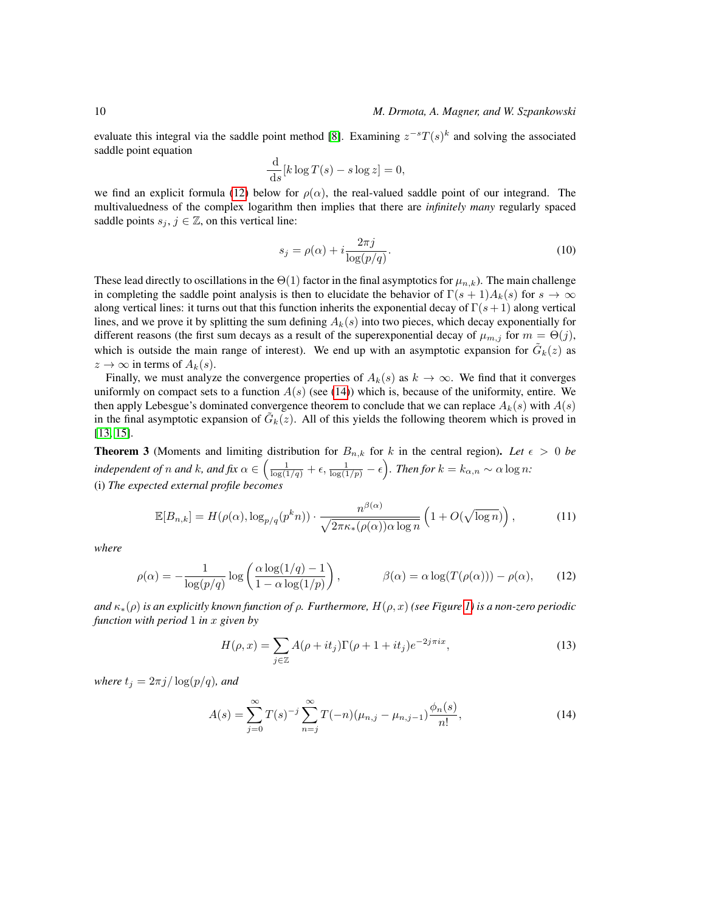evaluate this integral via the saddle point method [8]. Examining $z^{-s}T(s)^k$ and solving the associated saddle point equation

$$\frac{\mathrm{d}}{\mathrm{d}s}[k \log T(s) - s \log z] = 0,$$

we find an explicit formula (12) below for $\rho(\alpha)$, the real-valued saddle point of our integrand. The multivaluedness of the complex logarithm then implies that there are *infinitely many* regularly spaced saddle points $s_j$, $j \in \mathbb{Z}$, on this vertical line:

$$s_j = \rho(\alpha) + i\frac{2\pi j}{\log(p/q)}. \tag{10}$$

These lead directly to oscillations in the $\Theta(1)$ factor in the final asymptotics for $\mu_{n,k}$). The main challenge in completing the saddle point analysis is then to elucidate the behavior of $\Gamma(s+1)A_k(s)$ for $s \to \infty$ along vertical lines: it turns out that this function inherits the exponential decay of $\Gamma(s+1)$ along vertical lines, and we prove it by splitting the sum defining $A_k(s)$ into two pieces, which decay exponentially for different reasons (the first sum decays as a result of the superexponential decay of $\mu_{m,j}$ for $m = \Theta(j)$, which is outside the main range of interest). We end up with an asymptotic expansion for $\tilde{G}_k(z)$ as $z \to \infty$ in terms of $A_k(s)$.

Finally, we must analyze the convergence properties of $A_k(s)$ as $k \to \infty$. We find that it converges uniformly on compact sets to a function $A(s)$ (see (14)) which is, because of the uniformity, entire. We then apply Lebesgue's dominated convergence theorem to conclude that we can replace $A_k(s)$ with $A(s)$ in the final asymptotic expansion of $\tilde{G}_k(z)$. All of this yields the following theorem which is proved in [13, 15].

**Theorem 3** (Moments and limiting distribution for $B_{n,k}$ for $k$ in the central region)**.** *Let $\epsilon > 0$ be independent of $n$ and $k$, and fix $\alpha \in \left(\frac{1}{\log(1/q)} + \epsilon, \frac{1}{\log(1/p)} - \epsilon\right)$. Then for $k = k_{\alpha,n} \sim \alpha \log n$:*
(i) *The expected external profile becomes*

$$\mathbb{E}[B_{n,k}] = H(\rho(\alpha), \log_{p/q}(p^k n)) \cdot \frac{n^{\beta(\alpha)}}{\sqrt{2\pi\kappa_*(\rho(\alpha))\alpha \log n}} \left(1 + O(\sqrt{\log n})\right), \tag{11}$$

*where*

$$\rho(\alpha) = -\frac{1}{\log(p/q)} \log\left(\frac{\alpha \log(1/q) - 1}{1 - \alpha \log(1/p)}\right), \qquad \beta(\alpha) = \alpha \log(T(\rho(\alpha))) - \rho(\alpha), \tag{12}$$

*and $\kappa_*(\rho)$ is an explicitly known function of $\rho$. Furthermore, $H(\rho, x)$ (see Figure 1) is a non-zero periodic function with period 1 in $x$ given by*

$$H(\rho, x) = \sum_{j \in \mathbb{Z}} A(\rho + it_j)\Gamma(\rho + 1 + it_j)e^{-2j\pi i x}, \tag{13}$$

*where $t_j = 2\pi j/\log(p/q)$, and*

$$A(s) = \sum_{j=0}^{\infty} T(s)^{-j} \sum_{n=j}^{\infty} T(-n)(\mu_{n,j} - \mu_{n,j-1})\frac{\phi_n(s)}{n!}, \tag{14}$$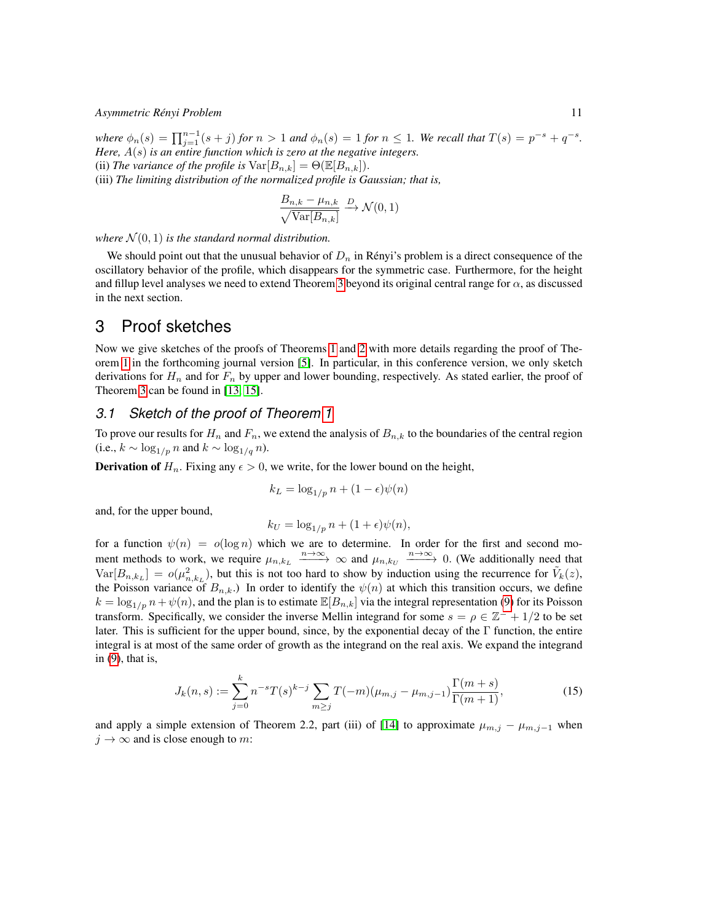*where* $\phi_n(s) = \prod_{j=1}^{n-1}(s+j)$ *for* $n > 1$ *and* $\phi_n(s) = 1$ *for* $n \leq 1$*. We recall that* $T(s) = p^{-s} + q^{-s}$*. Here,* $A(s)$ *is an entire function which is zero at the negative integers.*
(ii) *The variance of the profile is* $\mathrm{Var}[B_{n,k}] = \Theta(\mathbb{E}[B_{n,k}])$*.*
(iii) *The limiting distribution of the normalized profile is Gaussian; that is,*

$$\frac{B_{n,k} - \mu_{n,k}}{\sqrt{\mathrm{Var}[B_{n,k}]}} \xrightarrow{D} \mathcal{N}(0,1)$$

*where* $\mathcal{N}(0,1)$ *is the standard normal distribution.*

We should point out that the unusual behavior of $D_n$ in Rényi's problem is a direct consequence of the oscillatory behavior of the profile, which disappears for the symmetric case. Furthermore, for the height and fillup level analyses we need to extend Theorem 3 beyond its original central range for $\alpha$, as discussed in the next section.

## 3 Proof sketches

Now we give sketches of the proofs of Theorems 1 and 2 with more details regarding the proof of Theorem 1 in the forthcoming journal version [5]. In particular, in this conference version, we only sketch derivations for $H_n$ and for $F_n$ by upper and lower bounding, respectively. As stated earlier, the proof of Theorem 3 can be found in [13, 15].

### *3.1 Sketch of the proof of Theorem 1*

To prove our results for $H_n$ and $F_n$, we extend the analysis of $B_{n,k}$ to the boundaries of the central region (i.e., $k \sim \log_{1/p} n$ and $k \sim \log_{1/q} n$).

**Derivation of** $H_n$. Fixing any $\epsilon > 0$, we write, for the lower bound on the height,

$$k_L = \log_{1/p} n + (1-\epsilon)\psi(n)$$

and, for the upper bound,

$$k_U = \log_{1/p} n + (1+\epsilon)\psi(n),$$

for a function $\psi(n) = o(\log n)$ which we are to determine. In order for the first and second moment methods to work, we require $\mu_{n,k_L} \xrightarrow{n\to\infty} \infty$ and $\mu_{n,k_U} \xrightarrow{n\to\infty} 0$. (We additionally need that $\mathrm{Var}[B_{n,k_L}] = o(\mu_{n,k_L}^2)$, but this is not too hard to show by induction using the recurrence for $\tilde{V}_k(z)$, the Poisson variance of $B_{n,k}$.) In order to identify the $\psi(n)$ at which this transition occurs, we define $k = \log_{1/p} n + \psi(n)$, and the plan is to estimate $\mathbb{E}[B_{n,k}]$ via the integral representation (9) for its Poisson transform. Specifically, we consider the inverse Mellin integrand for some $s = \rho \in \mathbb{Z}^- + 1/2$ to be set later. This is sufficient for the upper bound, since, by the exponential decay of the $\Gamma$ function, the entire integral is at most of the same order of growth as the integrand on the real axis. We expand the integrand in (9), that is,

$$J_k(n,s) := \sum_{j=0}^{k} n^{-s} T(s)^{k-j} \sum_{m \geq j} T(-m)(\mu_{m,j} - \mu_{m,j-1}) \frac{\Gamma(m+s)}{\Gamma(m+1)}, \tag{15}$$

and apply a simple extension of Theorem 2.2, part (iii) of [14] to approximate $\mu_{m,j} - \mu_{m,j-1}$ when $j \to \infty$ and is close enough to $m$: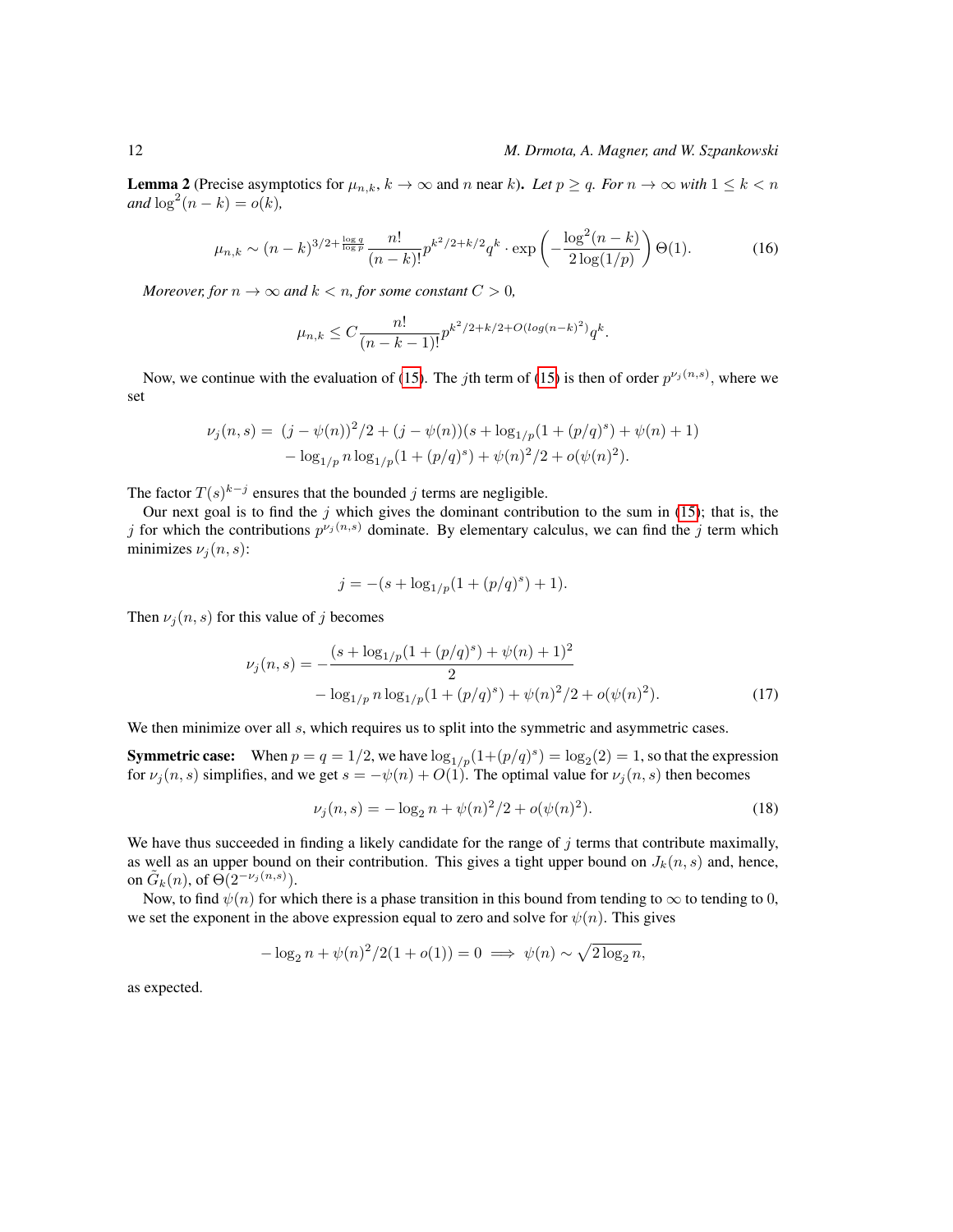**Lemma 2** (Precise asymptotics for $\mu_{n,k}$, $k \to \infty$ and $n$ near $k$)**.** *Let $p \geq q$. For $n \to \infty$ with $1 \leq k < n$ and $\log^2(n-k) = o(k)$,*

$$\mu_{n,k} \sim (n-k)^{3/2+\frac{\log q}{\log p}} \frac{n!}{(n-k)!} p^{k^2/2+k/2} q^k \cdot \exp\left(-\frac{\log^2(n-k)}{2\log(1/p)}\right) \Theta(1). \tag{16}$$

*Moreover, for $n \to \infty$ and $k < n$, for some constant $C > 0$,*

$$\mu_{n,k} \leq C \frac{n!}{(n-k-1)!} p^{k^2/2+k/2+O(log(n-k)^2)} q^k.$$

Now, we continue with the evaluation of (15). The $j$th term of (15) is then of order $p^{\nu_j(n,s)}$, where we set

$$\begin{aligned}\nu_j(n,s) = \; & (j-\psi(n))^2/2 + (j-\psi(n))(s + \log_{1/p}(1+(p/q)^s) + \psi(n) + 1) \\ & - \log_{1/p} n \log_{1/p}(1+(p/q)^s) + \psi(n)^2/2 + o(\psi(n)^2).\end{aligned}$$

The factor $T(s)^{k-j}$ ensures that the bounded $j$ terms are negligible.

Our next goal is to find the $j$ which gives the dominant contribution to the sum in (15); that is, the $j$ for which the contributions $p^{\nu_j(n,s)}$ dominate. By elementary calculus, we can find the $j$ term which minimizes $\nu_j(n,s)$:

$$j = -(s + \log_{1/p}(1+(p/q)^s) + 1).$$

Then $\nu_j(n,s)$ for this value of $j$ becomes

$$\begin{aligned}\nu_j(n,s) = & -\frac{(s + \log_{1/p}(1+(p/q)^s) + \psi(n) + 1)^2}{2} \\ & - \log_{1/p} n \log_{1/p}(1+(p/q)^s) + \psi(n)^2/2 + o(\psi(n)^2).\end{aligned} \tag{17}$$

We then minimize over all $s$, which requires us to split into the symmetric and asymmetric cases.

**Symmetric case:** When $p = q = 1/2$, we have $\log_{1/p}(1+(p/q)^s) = \log_2(2) = 1$, so that the expression for $\nu_j(n,s)$ simplifies, and we get $s = -\psi(n) + O(1)$. The optimal value for $\nu_j(n,s)$ then becomes

$$\nu_j(n,s) = -\log_2 n + \psi(n)^2/2 + o(\psi(n)^2). \tag{18}$$

We have thus succeeded in finding a likely candidate for the range of $j$ terms that contribute maximally, as well as an upper bound on their contribution. This gives a tight upper bound on $J_k(n,s)$ and, hence, on $\tilde{G}_k(n)$, of $\Theta(2^{-\nu_j(n,s)})$.

Now, to find $\psi(n)$ for which there is a phase transition in this bound from tending to $\infty$ to tending to $0$, we set the exponent in the above expression equal to zero and solve for $\psi(n)$. This gives

$$-\log_2 n + \psi(n)^2/2(1+o(1)) = 0 \implies \psi(n) \sim \sqrt{2\log_2 n},$$

as expected.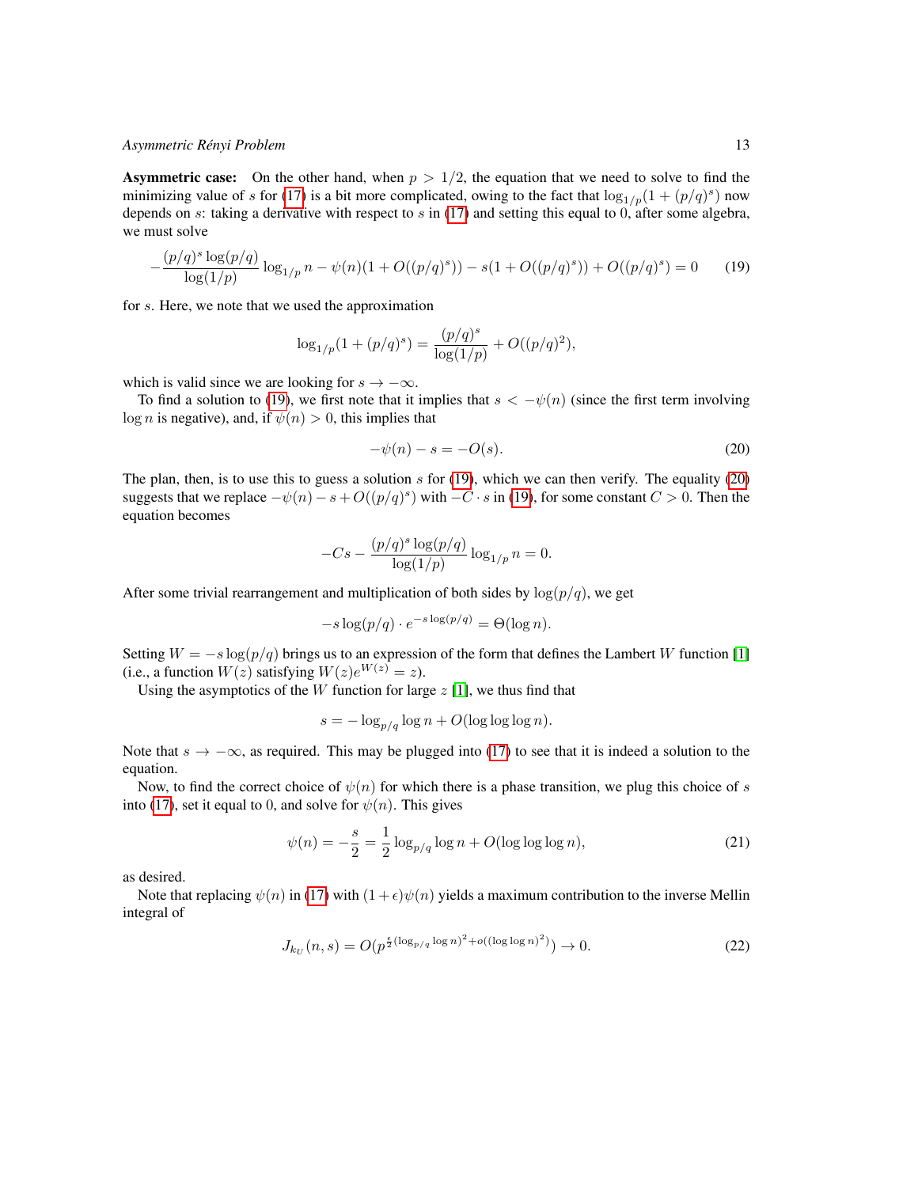**Asymmetric case:** On the other hand, when $p > 1/2$, the equation that we need to solve to find the minimizing value of $s$ for (17) is a bit more complicated, owing to the fact that $\log_{1/p}(1 + (p/q)^s)$ now depends on $s$: taking a derivative with respect to $s$ in (17) and setting this equal to 0, after some algebra, we must solve

$$-\frac{(p/q)^s \log(p/q)}{\log(1/p)} \log_{1/p} n - \psi(n)(1 + O((p/q)^s)) - s(1 + O((p/q)^s)) + O((p/q)^s) = 0 \tag{19}$$

for $s$. Here, we note that we used the approximation

$$\log_{1/p}(1 + (p/q)^s) = \frac{(p/q)^s}{\log(1/p)} + O((p/q)^2),$$

which is valid since we are looking for $s \to -\infty$.

To find a solution to (19), we first note that it implies that $s < -\psi(n)$ (since the first term involving $\log n$ is negative), and, if $\psi(n) > 0$, this implies that

$$-\psi(n) - s = -O(s). \tag{20}$$

The plan, then, is to use this to guess a solution $s$ for (19), which we can then verify. The equality (20) suggests that we replace $-\psi(n) - s + O((p/q)^s)$ with $-C \cdot s$ in (19), for some constant $C > 0$. Then the equation becomes

$$-Cs - \frac{(p/q)^s \log(p/q)}{\log(1/p)} \log_{1/p} n = 0.$$

After some trivial rearrangement and multiplication of both sides by $\log(p/q)$, we get

$$-s \log(p/q) \cdot e^{-s \log(p/q)} = \Theta(\log n).$$

Setting $W = -s \log(p/q)$ brings us to an expression of the form that defines the Lambert $W$ function [1] (i.e., a function $W(z)$ satisfying $W(z)e^{W(z)} = z$).

Using the asymptotics of the $W$ function for large $z$ [1], we thus find that

$$s = -\log_{p/q} \log n + O(\log \log \log n).$$

Note that $s \to -\infty$, as required. This may be plugged into (17) to see that it is indeed a solution to the equation.

Now, to find the correct choice of $\psi(n)$ for which there is a phase transition, we plug this choice of $s$ into (17), set it equal to 0, and solve for $\psi(n)$. This gives

$$\psi(n) = -\frac{s}{2} = \frac{1}{2} \log_{p/q} \log n + O(\log \log \log n), \tag{21}$$

as desired.

Note that replacing $\psi(n)$ in (17) with $(1 + \epsilon)\psi(n)$ yields a maximum contribution to the inverse Mellin integral of

$$J_{k_U}(n, s) = O(p^{\frac{\epsilon}{2}(\log_{p/q} \log n)^2 + o((\log \log n)^2)}) \to 0. \tag{22}$$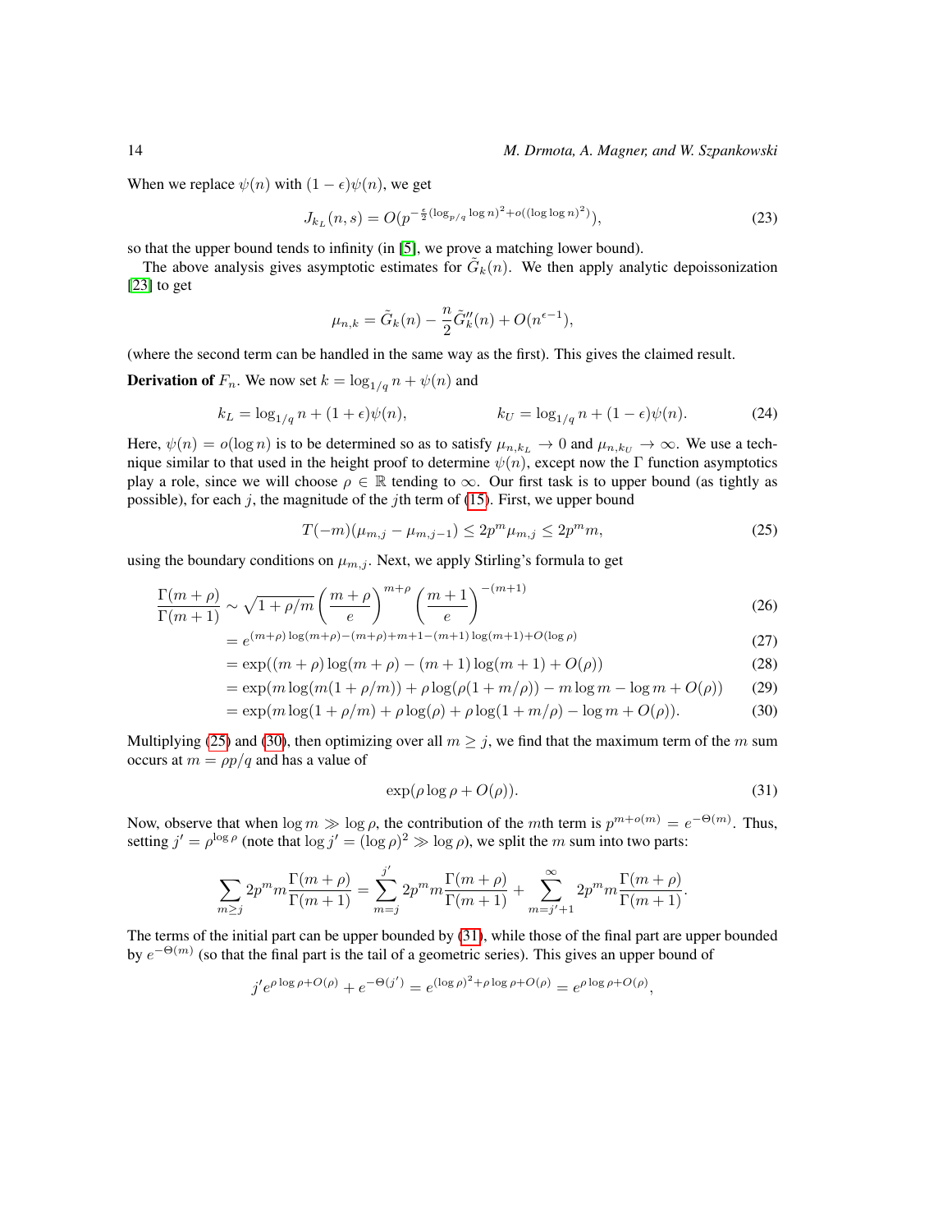When we replace $\psi(n)$ with $(1-\epsilon)\psi(n)$, we get

$$J_{k_L}(n,s) = O(p^{-\frac{\epsilon}{2}(\log_{p/q}\log n)^2 + o((\log\log n)^2)}), \tag{23}$$

so that the upper bound tends to infinity (in [5], we prove a matching lower bound).

The above analysis gives asymptotic estimates for $\tilde{G}_k(n)$. We then apply analytic depoissonization [23] to get

$$\mu_{n,k} = \tilde{G}_k(n) - \frac{n}{2}\tilde{G}_k''(n) + O(n^{\epsilon-1}),$$

(where the second term can be handled in the same way as the first). This gives the claimed result.

**Derivation of** $F_n$. We now set $k = \log_{1/q} n + \psi(n)$ and

$$k_L = \log_{1/q} n + (1+\epsilon)\psi(n), \qquad\qquad k_U = \log_{1/q} n + (1-\epsilon)\psi(n). \tag{24}$$

Here, $\psi(n) = o(\log n)$ is to be determined so as to satisfy $\mu_{n,k_L} \to 0$ and $\mu_{n,k_U} \to \infty$. We use a technique similar to that used in the height proof to determine $\psi(n)$, except now the $\Gamma$ function asymptotics play a role, since we will choose $\rho \in \mathbb{R}$ tending to $\infty$. Our first task is to upper bound (as tightly as possible), for each $j$, the magnitude of the $j$th term of (15). First, we upper bound

$$T(-m)(\mu_{m,j} - \mu_{m,j-1}) \leq 2p^m \mu_{m,j} \leq 2p^m m, \tag{25}$$

using the boundary conditions on $\mu_{m,j}$. Next, we apply Stirling's formula to get

$$\frac{\Gamma(m+\rho)}{\Gamma(m+1)} \sim \sqrt{1+\rho/m}\left(\frac{m+\rho}{e}\right)^{m+\rho}\left(\frac{m+1}{e}\right)^{-(m+1)} \tag{26}$$

$$= e^{(m+\rho)\log(m+\rho) - (m+\rho) + m + 1 - (m+1)\log(m+1) + O(\log\rho)} \tag{27}$$

$$= \exp((m+\rho)\log(m+\rho) - (m+1)\log(m+1) + O(\rho)) \tag{28}$$

$$= \exp(m\log(m(1+\rho/m)) + \rho\log(\rho(1+m/\rho)) - m\log m - \log m + O(\rho)) \tag{29}$$

$$= \exp(m\log(1+\rho/m) + \rho\log(\rho) + \rho\log(1+m/\rho) - \log m + O(\rho)). \tag{30}$$

Multiplying (25) and (30), then optimizing over all $m \geq j$, we find that the maximum term of the $m$ sum occurs at $m = \rho p/q$ and has a value of

$$\exp(\rho\log\rho + O(\rho)). \tag{31}$$

Now, observe that when $\log m \gg \log\rho$, the contribution of the $m$th term is $p^{m+o(m)} = e^{-\Theta(m)}$. Thus, setting $j' = \rho^{\log\rho}$ (note that $\log j' = (\log\rho)^2 \gg \log\rho$), we split the $m$ sum into two parts:

$$\sum_{m\geq j} 2p^m m\frac{\Gamma(m+\rho)}{\Gamma(m+1)} = \sum_{m=j}^{j'} 2p^m m\frac{\Gamma(m+\rho)}{\Gamma(m+1)} + \sum_{m=j'+1}^{\infty} 2p^m m\frac{\Gamma(m+\rho)}{\Gamma(m+1)}.$$

The terms of the initial part can be upper bounded by (31), while those of the final part are upper bounded by $e^{-\Theta(m)}$ (so that the final part is the tail of a geometric series). This gives an upper bound of

$$j' e^{\rho\log\rho + O(\rho)} + e^{-\Theta(j')} = e^{(\log\rho)^2 + \rho\log\rho + O(\rho)} = e^{\rho\log\rho + O(\rho)},$$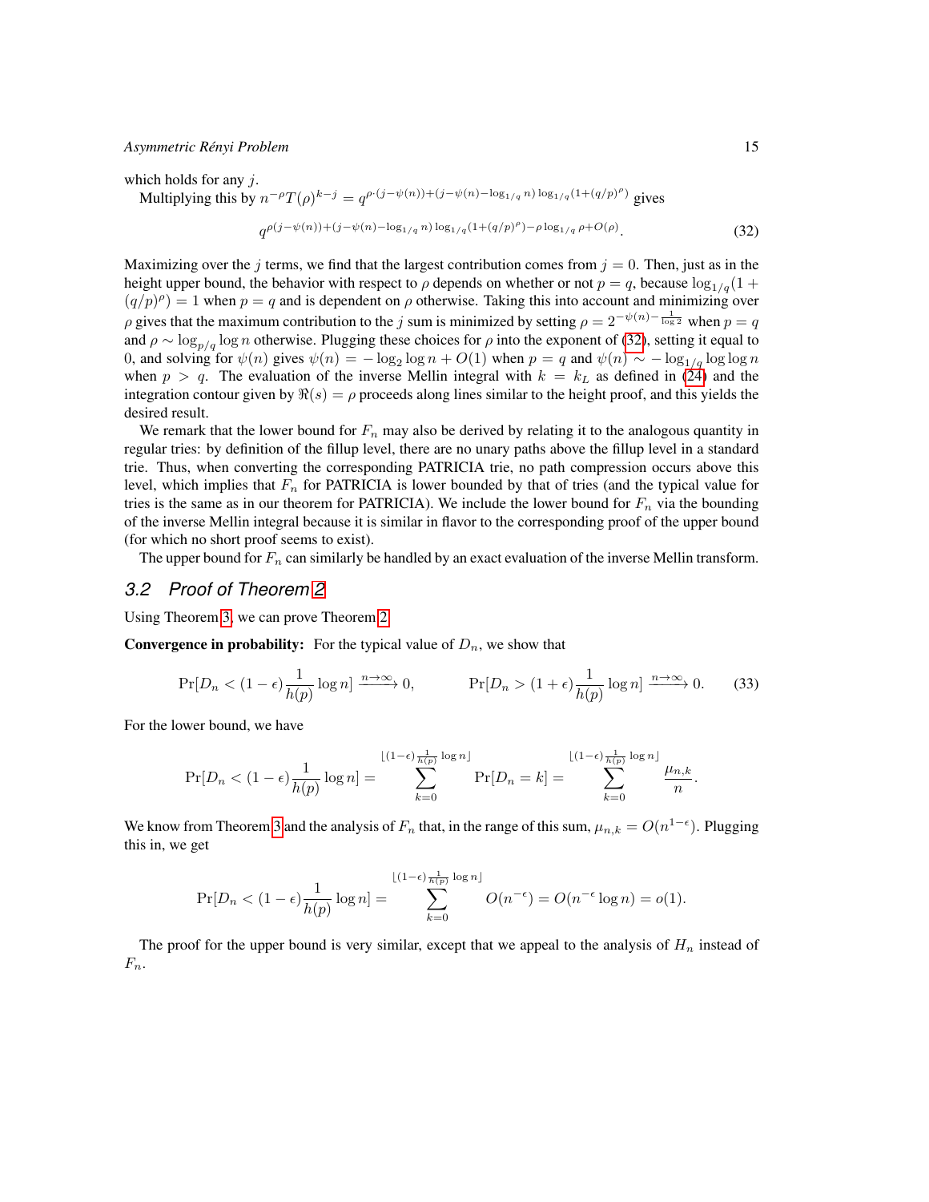which holds for any $j$.

Multiplying this by $n^{-\rho}T(\rho)^{k-j} = q^{\rho\cdot(j-\psi(n))+(j-\psi(n)-\log_{1/q} n)\log_{1/q}(1+(q/p)^{\rho})}$ gives

$$q^{\rho(j-\psi(n))+(j-\psi(n)-\log_{1/q} n)\log_{1/q}(1+(q/p)^{\rho})-\rho\log_{1/q}\rho+O(\rho)}. \tag{32}$$

Maximizing over the $j$ terms, we find that the largest contribution comes from $j = 0$. Then, just as in the height upper bound, the behavior with respect to $\rho$ depends on whether or not $p = q$, because $\log_{1/q}(1 + (q/p)^{\rho}) = 1$ when $p = q$ and is dependent on $\rho$ otherwise. Taking this into account and minimizing over $\rho$ gives that the maximum contribution to the $j$ sum is minimized by setting $\rho = 2^{-\psi(n)-\frac{1}{\log 2}}$ when $p = q$ and $\rho \sim \log_{p/q}\log n$ otherwise. Plugging these choices for $\rho$ into the exponent of (32), setting it equal to 0, and solving for $\psi(n)$ gives $\psi(n) = -\log_2\log n + O(1)$ when $p = q$ and $\psi(n) \sim -\log_{1/q}\log\log n$ when $p > q$. The evaluation of the inverse Mellin integral with $k = k_L$ as defined in (24) and the integration contour given by $\Re(s) = \rho$ proceeds along lines similar to the height proof, and this yields the desired result.

We remark that the lower bound for $F_n$ may also be derived by relating it to the analogous quantity in regular tries: by definition of the fillup level, there are no unary paths above the fillup level in a standard trie. Thus, when converting the corresponding PATRICIA trie, no path compression occurs above this level, which implies that $F_n$ for PATRICIA is lower bounded by that of tries (and the typical value for tries is the same as in our theorem for PATRICIA). We include the lower bound for $F_n$ via the bounding of the inverse Mellin integral because it is similar in flavor to the corresponding proof of the upper bound (for which no short proof seems to exist).

The upper bound for $F_n$ can similarly be handled by an exact evaluation of the inverse Mellin transform.

## 3.2 Proof of Theorem 2

Using Theorem 3, we can prove Theorem 2.

**Convergence in probability:** For the typical value of $D_n$, we show that

$$\Pr[D_n < (1-\epsilon)\frac{1}{h(p)}\log n] \xrightarrow{n\to\infty} 0, \qquad \Pr[D_n > (1+\epsilon)\frac{1}{h(p)}\log n] \xrightarrow{n\to\infty} 0. \tag{33}$$

For the lower bound, we have

$$\Pr[D_n < (1-\epsilon)\frac{1}{h(p)}\log n] = \sum_{k=0}^{\lfloor(1-\epsilon)\frac{1}{h(p)}\log n\rfloor}\Pr[D_n = k] = \sum_{k=0}^{\lfloor(1-\epsilon)\frac{1}{h(p)}\log n\rfloor}\frac{\mu_{n,k}}{n}.$$

We know from Theorem 3 and the analysis of $F_n$ that, in the range of this sum, $\mu_{n,k} = O(n^{1-\epsilon})$. Plugging this in, we get

$$\Pr[D_n < (1-\epsilon)\frac{1}{h(p)}\log n] = \sum_{k=0}^{\lfloor(1-\epsilon)\frac{1}{h(p)}\log n\rfloor} O(n^{-\epsilon}) = O(n^{-\epsilon}\log n) = o(1).$$

The proof for the upper bound is very similar, except that we appeal to the analysis of $H_n$ instead of $F_n$.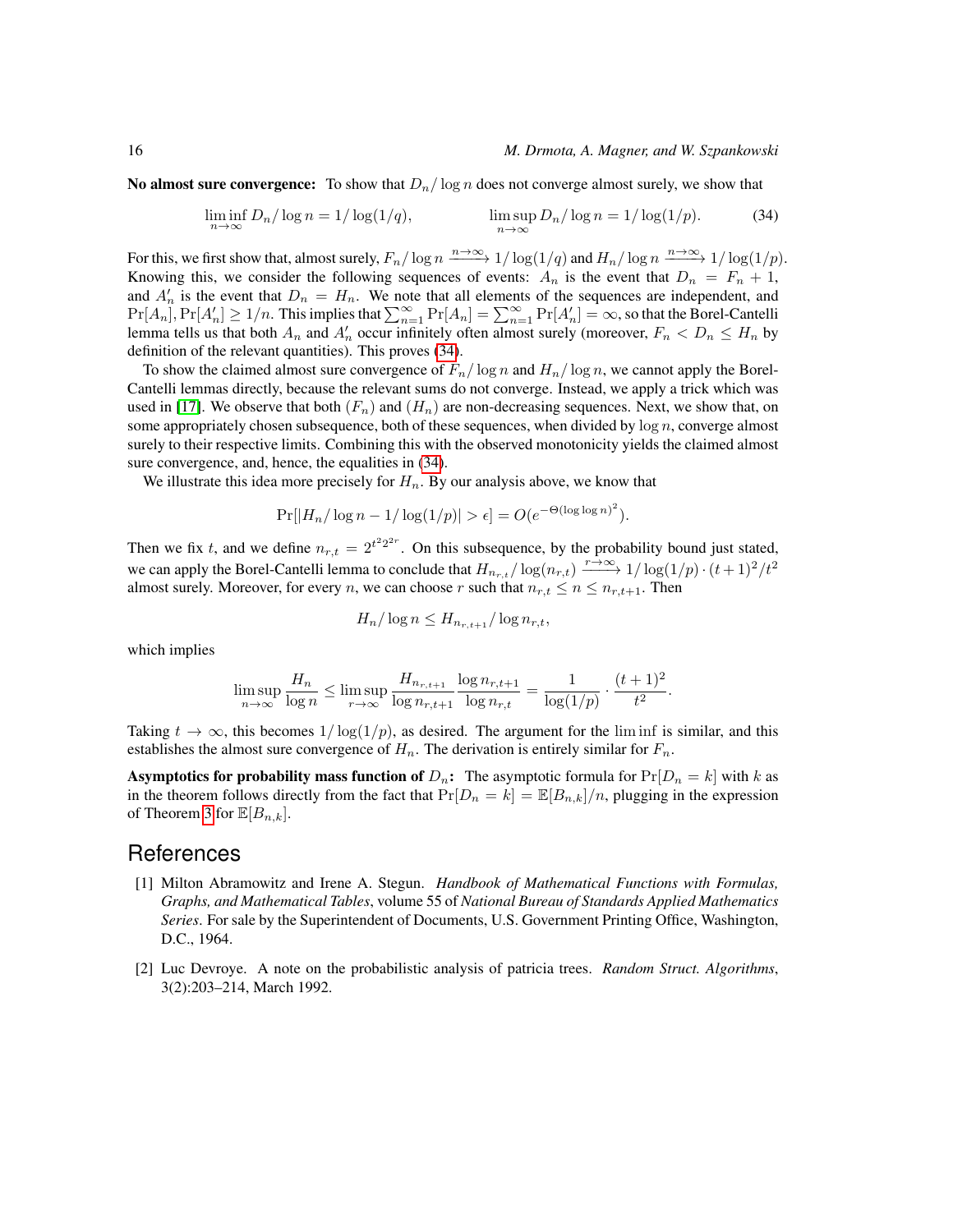**No almost sure convergence:** To show that $D_n/\log n$ does not converge almost surely, we show that

$$\liminf_{n\to\infty} D_n/\log n = 1/\log(1/q), \qquad \limsup_{n\to\infty} D_n/\log n = 1/\log(1/p). \tag{34}$$

For this, we first show that, almost surely, $F_n/\log n \xrightarrow{n\to\infty} 1/\log(1/q)$ and $H_n/\log n \xrightarrow{n\to\infty} 1/\log(1/p)$. Knowing this, we consider the following sequences of events: $A_n$ is the event that $D_n = F_n + 1$, and $A'_n$ is the event that $D_n = H_n$. We note that all elements of the sequences are independent, and $\Pr[A_n], \Pr[A'_n] \geq 1/n$. This implies that $\sum_{n=1}^{\infty} \Pr[A_n] = \sum_{n=1}^{\infty} \Pr[A'_n] = \infty$, so that the Borel-Cantelli lemma tells us that both $A_n$ and $A'_n$ occur infinitely often almost surely (moreover, $F_n < D_n \leq H_n$ by definition of the relevant quantities). This proves (34).

To show the claimed almost sure convergence of $F_n/\log n$ and $H_n/\log n$, we cannot apply the Borel-Cantelli lemmas directly, because the relevant sums do not converge. Instead, we apply a trick which was used in [17]. We observe that both $(F_n)$ and $(H_n)$ are non-decreasing sequences. Next, we show that, on some appropriately chosen subsequence, both of these sequences, when divided by $\log n$, converge almost surely to their respective limits. Combining this with the observed monotonicity yields the claimed almost sure convergence, and, hence, the equalities in (34).

We illustrate this idea more precisely for $H_n$. By our analysis above, we know that

$$\Pr[|H_n/\log n - 1/\log(1/p)| > \epsilon] = O(e^{-\Theta(\log\log n)^2}).$$

Then we fix $t$, and we define $n_{r,t} = 2^{t^2 2^{2r}}$. On this subsequence, by the probability bound just stated, we can apply the Borel-Cantelli lemma to conclude that $H_{n_{r,t}}/\log(n_{r,t}) \xrightarrow{r\to\infty} 1/\log(1/p)\cdot(t+1)^2/t^2$ almost surely. Moreover, for every $n$, we can choose $r$ such that $n_{r,t} \leq n \leq n_{r,t+1}$. Then

$$H_n/\log n \leq H_{n_{r,t+1}}/\log n_{r,t},$$

which implies

$$\limsup_{n\to\infty} \frac{H_n}{\log n} \leq \limsup_{r\to\infty} \frac{H_{n_{r,t+1}}}{\log n_{r,t+1}} \frac{\log n_{r,t+1}}{\log n_{r,t}} = \frac{1}{\log(1/p)} \cdot \frac{(t+1)^2}{t^2}.$$

Taking $t \to \infty$, this becomes $1/\log(1/p)$, as desired. The argument for the $\liminf$ is similar, and this establishes the almost sure convergence of $H_n$. The derivation is entirely similar for $F_n$.

**Asymptotics for probability mass function of $D_n$:** The asymptotic formula for $\Pr[D_n = k]$ with $k$ as in the theorem follows directly from the fact that $\Pr[D_n = k] = \mathbb{E}[B_{n,k}]/n$, plugging in the expression of Theorem 3 for $\mathbb{E}[B_{n,k}]$.

# References

[1] Milton Abramowitz and Irene A. Stegun. *Handbook of Mathematical Functions with Formulas, Graphs, and Mathematical Tables*, volume 55 of *National Bureau of Standards Applied Mathematics Series*. For sale by the Superintendent of Documents, U.S. Government Printing Office, Washington, D.C., 1964.

[2] Luc Devroye. A note on the probabilistic analysis of patricia trees. *Random Struct. Algorithms*, 3(2):203–214, March 1992.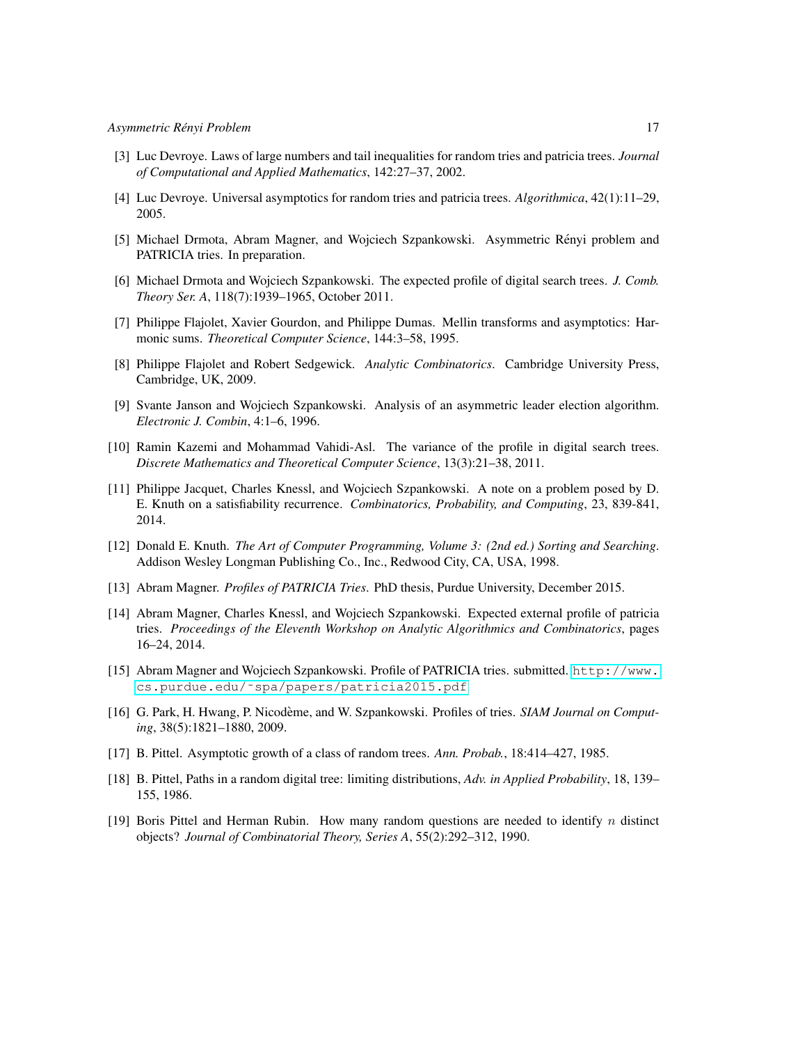[3] Luc Devroye. Laws of large numbers and tail inequalities for random tries and patricia trees. *Journal of Computational and Applied Mathematics*, 142:27–37, 2002.

[4] Luc Devroye. Universal asymptotics for random tries and patricia trees. *Algorithmica*, 42(1):11–29, 2005.

[5] Michael Drmota, Abram Magner, and Wojciech Szpankowski. Asymmetric Rényi problem and PATRICIA tries. In preparation.

[6] Michael Drmota and Wojciech Szpankowski. The expected profile of digital search trees. *J. Comb. Theory Ser. A*, 118(7):1939–1965, October 2011.

[7] Philippe Flajolet, Xavier Gourdon, and Philippe Dumas. Mellin transforms and asymptotics: Harmonic sums. *Theoretical Computer Science*, 144:3–58, 1995.

[8] Philippe Flajolet and Robert Sedgewick. *Analytic Combinatorics*. Cambridge University Press, Cambridge, UK, 2009.

[9] Svante Janson and Wojciech Szpankowski. Analysis of an asymmetric leader election algorithm. *Electronic J. Combin*, 4:1–6, 1996.

[10] Ramin Kazemi and Mohammad Vahidi-Asl. The variance of the profile in digital search trees. *Discrete Mathematics and Theoretical Computer Science*, 13(3):21–38, 2011.

[11] Philippe Jacquet, Charles Knessl, and Wojciech Szpankowski. A note on a problem posed by D. E. Knuth on a satisfiability recurrence. *Combinatorics, Probability, and Computing*, 23, 839-841, 2014.

[12] Donald E. Knuth. *The Art of Computer Programming, Volume 3: (2nd ed.) Sorting and Searching*. Addison Wesley Longman Publishing Co., Inc., Redwood City, CA, USA, 1998.

[13] Abram Magner. *Profiles of PATRICIA Tries*. PhD thesis, Purdue University, December 2015.

[14] Abram Magner, Charles Knessl, and Wojciech Szpankowski. Expected external profile of patricia tries. *Proceedings of the Eleventh Workshop on Analytic Algorithmics and Combinatorics*, pages 16–24, 2014.

[15] Abram Magner and Wojciech Szpankowski. Profile of PATRICIA tries. submitted. http://www.cs.purdue.edu/~spa/papers/patricia2015.pdf

[16] G. Park, H. Hwang, P. Nicodème, and W. Szpankowski. Profiles of tries. *SIAM Journal on Computing*, 38(5):1821–1880, 2009.

[17] B. Pittel. Asymptotic growth of a class of random trees. *Ann. Probab.*, 18:414–427, 1985.

[18] B. Pittel, Paths in a random digital tree: limiting distributions, *Adv. in Applied Probability*, 18, 139–155, 1986.

[19] Boris Pittel and Herman Rubin. How many random questions are needed to identify $n$ distinct objects? *Journal of Combinatorial Theory, Series A*, 55(2):292–312, 1990.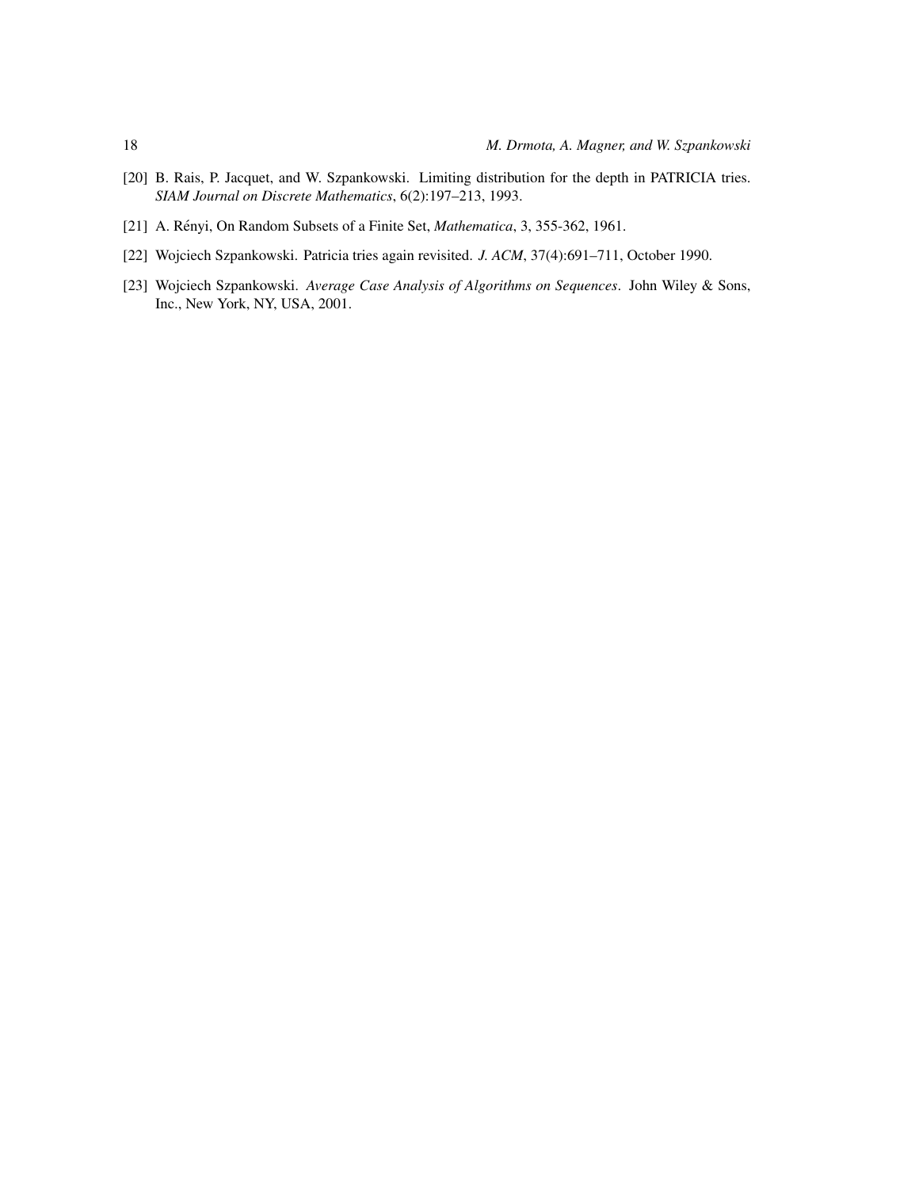[20] B. Rais, P. Jacquet, and W. Szpankowski. Limiting distribution for the depth in PATRICIA tries. *SIAM Journal on Discrete Mathematics*, 6(2):197–213, 1993.

[21] A. Rényi, On Random Subsets of a Finite Set, *Mathematica*, 3, 355-362, 1961.

[22] Wojciech Szpankowski. Patricia tries again revisited. *J. ACM*, 37(4):691–711, October 1990.

[23] Wojciech Szpankowski. *Average Case Analysis of Algorithms on Sequences*. John Wiley & Sons, Inc., New York, NY, USA, 2001.